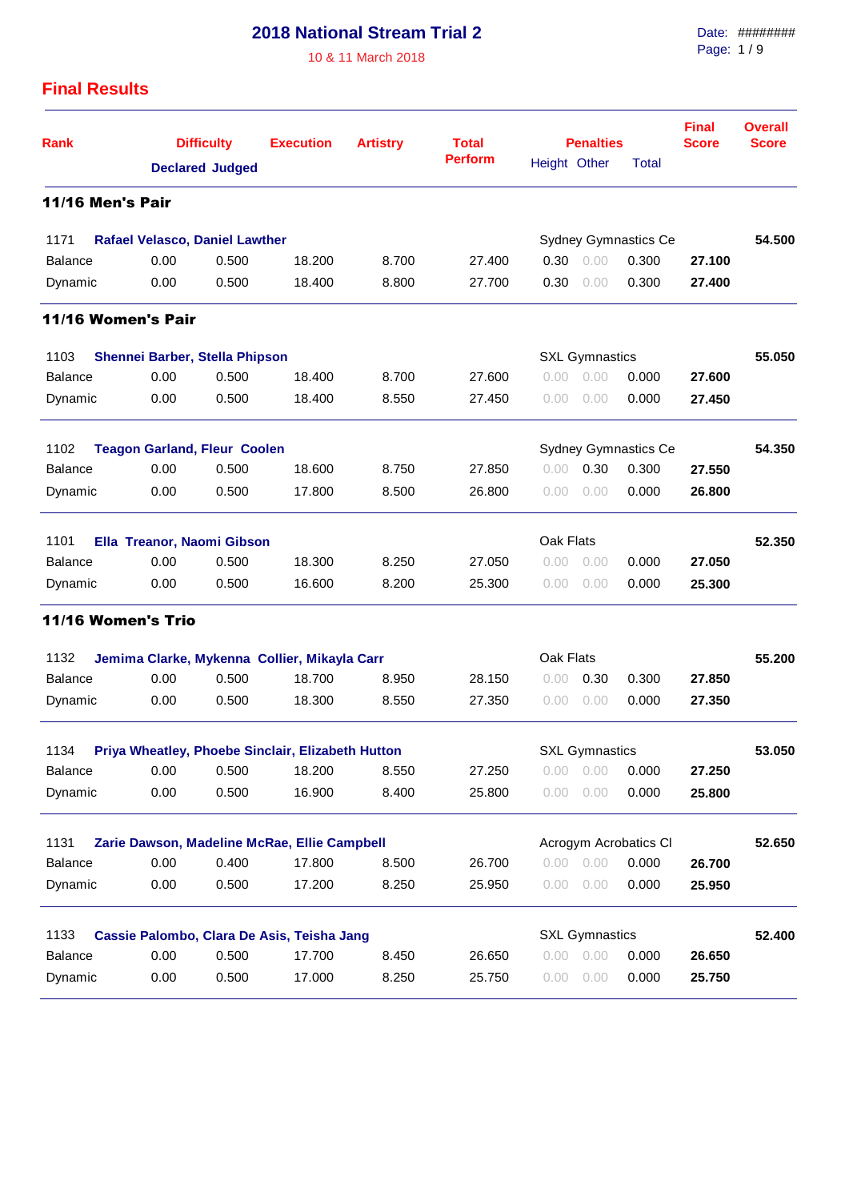# 2018 National Stream Trial 2

10 & 11 March 2018

Date: ########

## Final Results

| Rank | Difficulty Declared | Difficulty Judged | Execution | Artistry | Total Perform | Penalties Height | Penalties Other | Penalties Total | Final Score | Overall Score |
|---|---|---|---|---|---|---|---|---|---|---|
| **11/16 Men's Pair** | | | | | | | | | | |
| 1171 | **Rafael Velasco, Daniel Lawther** | | | | | Sydney Gymnastics Ce | | | | **54.500** |
| Balance | 0.00 | 0.500 | 18.200 | 8.700 | 27.400 | 0.30 | 0.00 | 0.300 | **27.100** | |
| Dynamic | 0.00 | 0.500 | 18.400 | 8.800 | 27.700 | 0.30 | 0.00 | 0.300 | **27.400** | |
| **11/16 Women's Pair** | | | | | | | | | | |
| 1103 | **Shennei Barber, Stella Phipson** | | | | | SXL Gymnastics | | | | **55.050** |
| Balance | 0.00 | 0.500 | 18.400 | 8.700 | 27.600 | 0.00 | 0.00 | 0.000 | **27.600** | |
| Dynamic | 0.00 | 0.500 | 18.400 | 8.550 | 27.450 | 0.00 | 0.00 | 0.000 | **27.450** | |
| 1102 | **Teagon Garland, Fleur Coolen** | | | | | Sydney Gymnastics Ce | | | | **54.350** |
| Balance | 0.00 | 0.500 | 18.600 | 8.750 | 27.850 | 0.00 | 0.30 | 0.300 | **27.550** | |
| Dynamic | 0.00 | 0.500 | 17.800 | 8.500 | 26.800 | 0.00 | 0.00 | 0.000 | **26.800** | |
| 1101 | **Ella Treanor, Naomi Gibson** | | | | | Oak Flats | | | | **52.350** |
| Balance | 0.00 | 0.500 | 18.300 | 8.250 | 27.050 | 0.00 | 0.00 | 0.000 | **27.050** | |
| Dynamic | 0.00 | 0.500 | 16.600 | 8.200 | 25.300 | 0.00 | 0.00 | 0.000 | **25.300** | |
| **11/16 Women's Trio** | | | | | | | | | | |
| 1132 | **Jemima Clarke, Mykenna Collier, Mikayla Carr** | | | | | Oak Flats | | | | **55.200** |
| Balance | 0.00 | 0.500 | 18.700 | 8.950 | 28.150 | 0.00 | 0.30 | 0.300 | **27.850** | |
| Dynamic | 0.00 | 0.500 | 18.300 | 8.550 | 27.350 | 0.00 | 0.00 | 0.000 | **27.350** | |
| 1134 | **Priya Wheatley, Phoebe Sinclair, Elizabeth Hutton** | | | | | SXL Gymnastics | | | | **53.050** |
| Balance | 0.00 | 0.500 | 18.200 | 8.550 | 27.250 | 0.00 | 0.00 | 0.000 | **27.250** | |
| Dynamic | 0.00 | 0.500 | 16.900 | 8.400 | 25.800 | 0.00 | 0.00 | 0.000 | **25.800** | |
| 1131 | **Zarie Dawson, Madeline McRae, Ellie Campbell** | | | | | Acrogym Acrobatics Cl | | | | **52.650** |
| Balance | 0.00 | 0.400 | 17.800 | 8.500 | 26.700 | 0.00 | 0.00 | 0.000 | **26.700** | |
| Dynamic | 0.00 | 0.500 | 17.200 | 8.250 | 25.950 | 0.00 | 0.00 | 0.000 | **25.950** | |
| 1133 | **Cassie Palombo, Clara De Asis, Teisha Jang** | | | | | SXL Gymnastics | | | | **52.400** |
| Balance | 0.00 | 0.500 | 17.700 | 8.450 | 26.650 | 0.00 | 0.00 | 0.000 | **26.650** | |
| Dynamic | 0.00 | 0.500 | 17.000 | 8.250 | 25.750 | 0.00 | 0.00 | 0.000 | **25.750** | |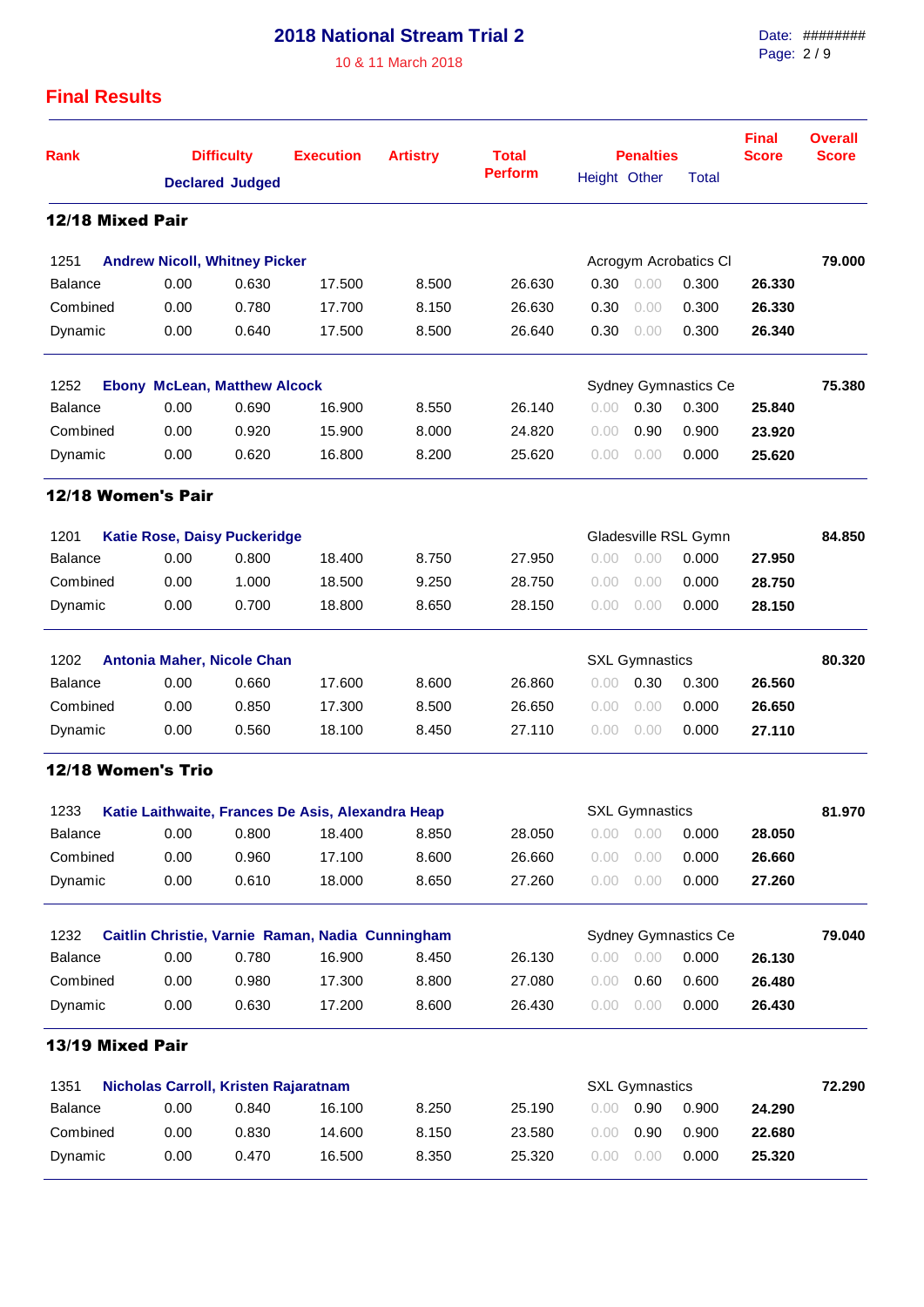# 2018 National Stream Trial 2

10 & 11 March 2018

Date: ########

## Final Results

| Rank | Difficulty Declared | Difficulty Judged | Execution | Artistry | Total Perform | Penalties Height | Penalties Other | Penalties Total | Final Score | Overall Score |
|---|---|---|---|---|---|---|---|---|---|---|
| **12/18 Mixed Pair** | | | | | | | | | | |
| 1251 | **Andrew Nicoll, Whitney Picker** | | | | | Acrogym Acrobatics Cl | | | | **79.000** |
| Balance | 0.00 | 0.630 | 17.500 | 8.500 | 26.630 | 0.30 | 0.00 | 0.300 | **26.330** | |
| Combined | 0.00 | 0.780 | 17.700 | 8.150 | 26.630 | 0.30 | 0.00 | 0.300 | **26.330** | |
| Dynamic | 0.00 | 0.640 | 17.500 | 8.500 | 26.640 | 0.30 | 0.00 | 0.300 | **26.340** | |
| 1252 | **Ebony McLean, Matthew Alcock** | | | | | Sydney Gymnastics Ce | | | | **75.380** |
| Balance | 0.00 | 0.690 | 16.900 | 8.550 | 26.140 | 0.00 | 0.30 | 0.300 | **25.840** | |
| Combined | 0.00 | 0.920 | 15.900 | 8.000 | 24.820 | 0.00 | 0.90 | 0.900 | **23.920** | |
| Dynamic | 0.00 | 0.620 | 16.800 | 8.200 | 25.620 | 0.00 | 0.00 | 0.000 | **25.620** | |
| **12/18 Women's Pair** | | | | | | | | | | |
| 1201 | **Katie Rose, Daisy Puckeridge** | | | | | Gladesville RSL Gymn | | | | **84.850** |
| Balance | 0.00 | 0.800 | 18.400 | 8.750 | 27.950 | 0.00 | 0.00 | 0.000 | **27.950** | |
| Combined | 0.00 | 1.000 | 18.500 | 9.250 | 28.750 | 0.00 | 0.00 | 0.000 | **28.750** | |
| Dynamic | 0.00 | 0.700 | 18.800 | 8.650 | 28.150 | 0.00 | 0.00 | 0.000 | **28.150** | |
| 1202 | **Antonia Maher, Nicole Chan** | | | | | SXL Gymnastics | | | | **80.320** |
| Balance | 0.00 | 0.660 | 17.600 | 8.600 | 26.860 | 0.00 | 0.30 | 0.300 | **26.560** | |
| Combined | 0.00 | 0.850 | 17.300 | 8.500 | 26.650 | 0.00 | 0.00 | 0.000 | **26.650** | |
| Dynamic | 0.00 | 0.560 | 18.100 | 8.450 | 27.110 | 0.00 | 0.00 | 0.000 | **27.110** | |
| **12/18 Women's Trio** | | | | | | | | | | |
| 1233 | **Katie Laithwaite, Frances De Asis, Alexandra Heap** | | | | | SXL Gymnastics | | | | **81.970** |
| Balance | 0.00 | 0.800 | 18.400 | 8.850 | 28.050 | 0.00 | 0.00 | 0.000 | **28.050** | |
| Combined | 0.00 | 0.960 | 17.100 | 8.600 | 26.660 | 0.00 | 0.00 | 0.000 | **26.660** | |
| Dynamic | 0.00 | 0.610 | 18.000 | 8.650 | 27.260 | 0.00 | 0.00 | 0.000 | **27.260** | |
| 1232 | **Caitlin Christie, Varnie Raman, Nadia Cunningham** | | | | | Sydney Gymnastics Ce | | | | **79.040** |
| Balance | 0.00 | 0.780 | 16.900 | 8.450 | 26.130 | 0.00 | 0.00 | 0.000 | **26.130** | |
| Combined | 0.00 | 0.980 | 17.300 | 8.800 | 27.080 | 0.00 | 0.60 | 0.600 | **26.480** | |
| Dynamic | 0.00 | 0.630 | 17.200 | 8.600 | 26.430 | 0.00 | 0.00 | 0.000 | **26.430** | |
| **13/19 Mixed Pair** | | | | | | | | | | |
| 1351 | **Nicholas Carroll, Kristen Rajaratnam** | | | | | SXL Gymnastics | | | | **72.290** |
| Balance | 0.00 | 0.840 | 16.100 | 8.250 | 25.190 | 0.00 | 0.90 | 0.900 | **24.290** | |
| Combined | 0.00 | 0.830 | 14.600 | 8.150 | 23.580 | 0.00 | 0.90 | 0.900 | **22.680** | |
| Dynamic | 0.00 | 0.470 | 16.500 | 8.350 | 25.320 | 0.00 | 0.00 | 0.000 | **25.320** | |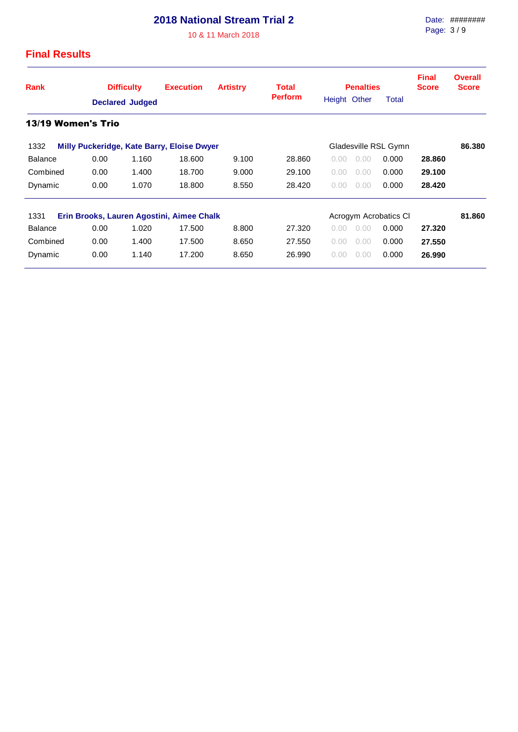# 2018 National Stream Trial 2

10 & 11 March 2018

## Final Results

| Rank | Difficulty | | Execution | Artistry | Total Perform | Penalties | | | Final Score | Overall Score |
|---|---|---|---|---|---|---|---|---|---|---|
| | Declared | Judged | | | | Height | Other | Total | | |

### 13/19 Women's Trio

| Rank | Declared | Judged | Execution | Artistry | Total Perform | Height | Other | Total | Final Score | Overall Score |
|---|---|---|---|---|---|---|---|---|---|---|
| 1332 | **Milly Puckeridge, Kate Barry, Eloise Dwyer** | | | | | Gladesville RSL Gymn | | | | **86.380** |
| Balance | 0.00 | 1.160 | 18.600 | 9.100 | 28.860 | 0.00 | 0.00 | 0.000 | **28.860** | |
| Combined | 0.00 | 1.400 | 18.700 | 9.000 | 29.100 | 0.00 | 0.00 | 0.000 | **29.100** | |
| Dynamic | 0.00 | 1.070 | 18.800 | 8.550 | 28.420 | 0.00 | 0.00 | 0.000 | **28.420** | |
| 1331 | **Erin Brooks, Lauren Agostini, Aimee Chalk** | | | | | Acrogym Acrobatics Cl | | | | **81.860** |
| Balance | 0.00 | 1.020 | 17.500 | 8.800 | 27.320 | 0.00 | 0.00 | 0.000 | **27.320** | |
| Combined | 0.00 | 1.400 | 17.500 | 8.650 | 27.550 | 0.00 | 0.00 | 0.000 | **27.550** | |
| Dynamic | 0.00 | 1.140 | 17.200 | 8.650 | 26.990 | 0.00 | 0.00 | 0.000 | **26.990** | |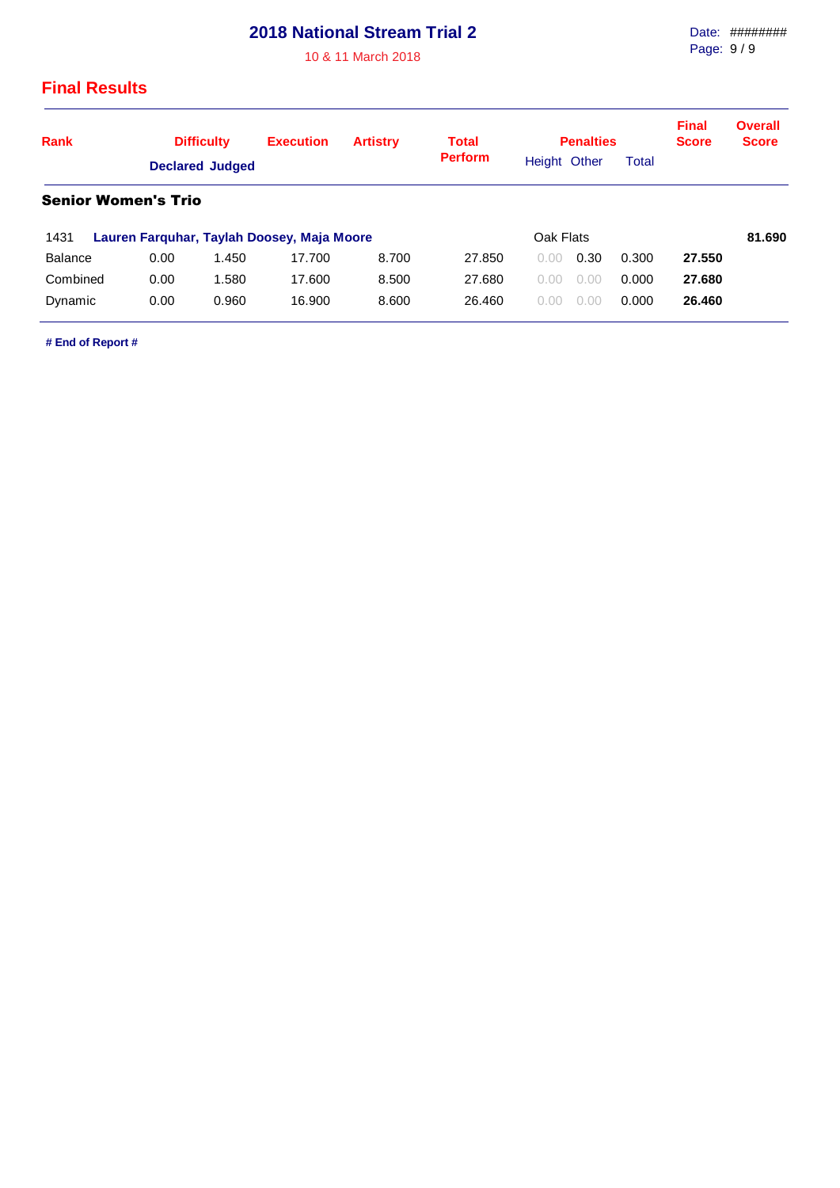# 2018 National Stream Trial 2

10 & 11 March 2018

## Final Results

| Rank | Difficulty | | Execution | Artistry | Total Perform | Penalties | | | Final Score | Overall Score |
|---|---|---|---|---|---|---|---|---|---|---|
| | Declared | Judged | | | | Height | Other | Total | | |

### Senior Women's Trio

| Rank | Difficulty Declared | Difficulty Judged | Execution | Artistry | Total Perform | Penalties Height | Penalties Other | Penalties Total | Final Score | Overall Score |
|---|---|---|---|---|---|---|---|---|---|---|
| 1431 | **Lauren Farquhar, Taylah Doosey, Maja Moore** | | | | | Oak Flats | | | | **81.690** |
| Balance | 0.00 | 1.450 | 17.700 | 8.700 | 27.850 | 0.00 | 0.30 | 0.300 | **27.550** | |
| Combined | 0.00 | 1.580 | 17.600 | 8.500 | 27.680 | 0.00 | 0.00 | 0.000 | **27.680** | |
| Dynamic | 0.00 | 0.960 | 16.900 | 8.600 | 26.460 | 0.00 | 0.00 | 0.000 | **26.460** | |

**# End of Report #**